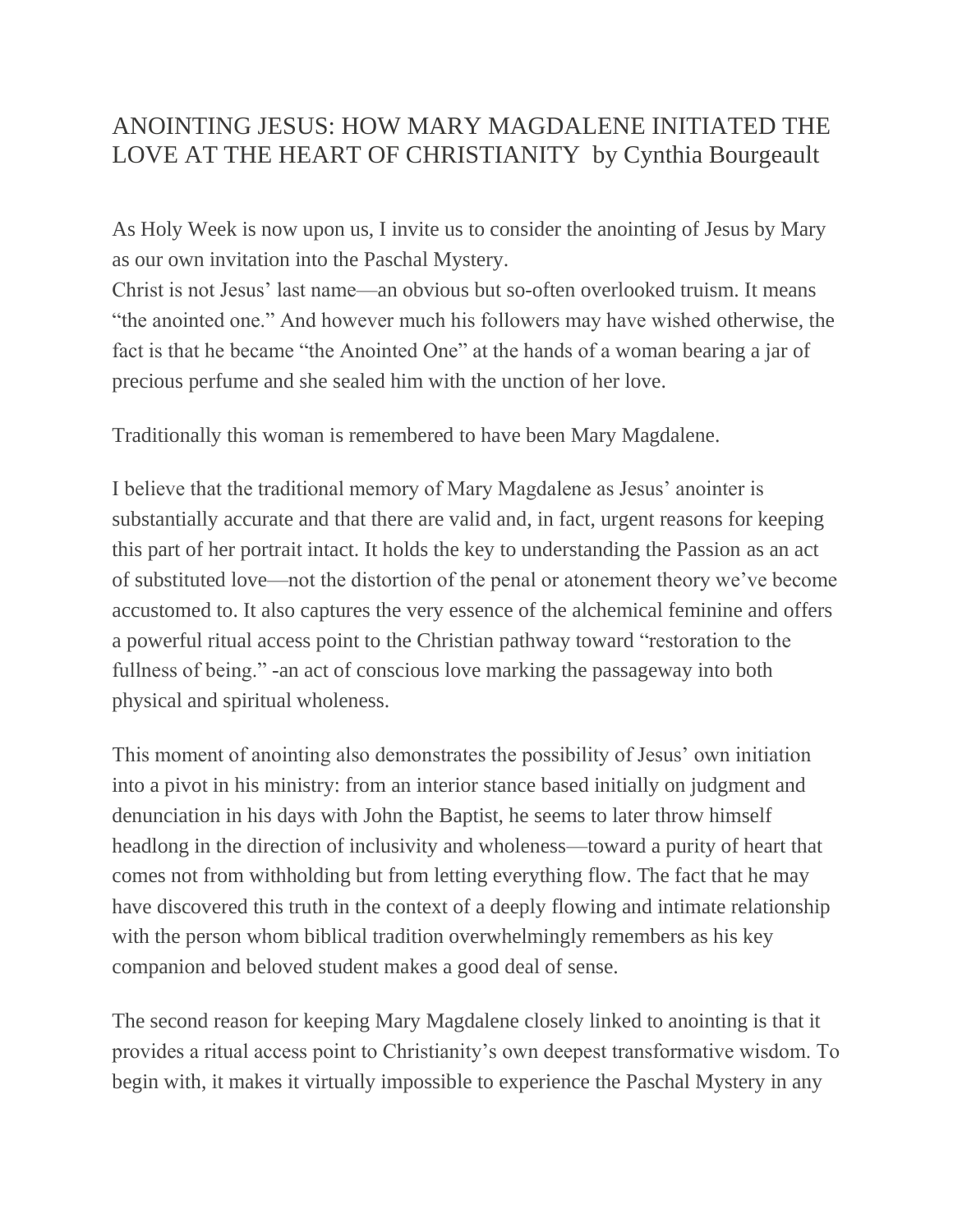# ANOINTING JESUS: HOW MARY MAGDALENE INITIATED THE LOVE AT THE HEART OF CHRISTIANITY by Cynthia Bourgeault

As Holy Week is now upon us, I invite us to consider the anointing of Jesus by Mary as our own invitation into the Paschal Mystery.
Christ is not Jesus' last name—an obvious but so-often overlooked truism. It means "the anointed one." And however much his followers may have wished otherwise, the fact is that he became "the Anointed One" at the hands of a woman bearing a jar of precious perfume and she sealed him with the unction of her love.

Traditionally this woman is remembered to have been Mary Magdalene.

I believe that the traditional memory of Mary Magdalene as Jesus' anointer is substantially accurate and that there are valid and, in fact, urgent reasons for keeping this part of her portrait intact. It holds the key to understanding the Passion as an act of substituted love—not the distortion of the penal or atonement theory we've become accustomed to. It also captures the very essence of the alchemical feminine and offers a powerful ritual access point to the Christian pathway toward "restoration to the fullness of being." -an act of conscious love marking the passageway into both physical and spiritual wholeness.

This moment of anointing also demonstrates the possibility of Jesus' own initiation into a pivot in his ministry: from an interior stance based initially on judgment and denunciation in his days with John the Baptist, he seems to later throw himself headlong in the direction of inclusivity and wholeness—toward a purity of heart that comes not from withholding but from letting everything flow. The fact that he may have discovered this truth in the context of a deeply flowing and intimate relationship with the person whom biblical tradition overwhelmingly remembers as his key companion and beloved student makes a good deal of sense.

The second reason for keeping Mary Magdalene closely linked to anointing is that it provides a ritual access point to Christianity's own deepest transformative wisdom. To begin with, it makes it virtually impossible to experience the Paschal Mystery in any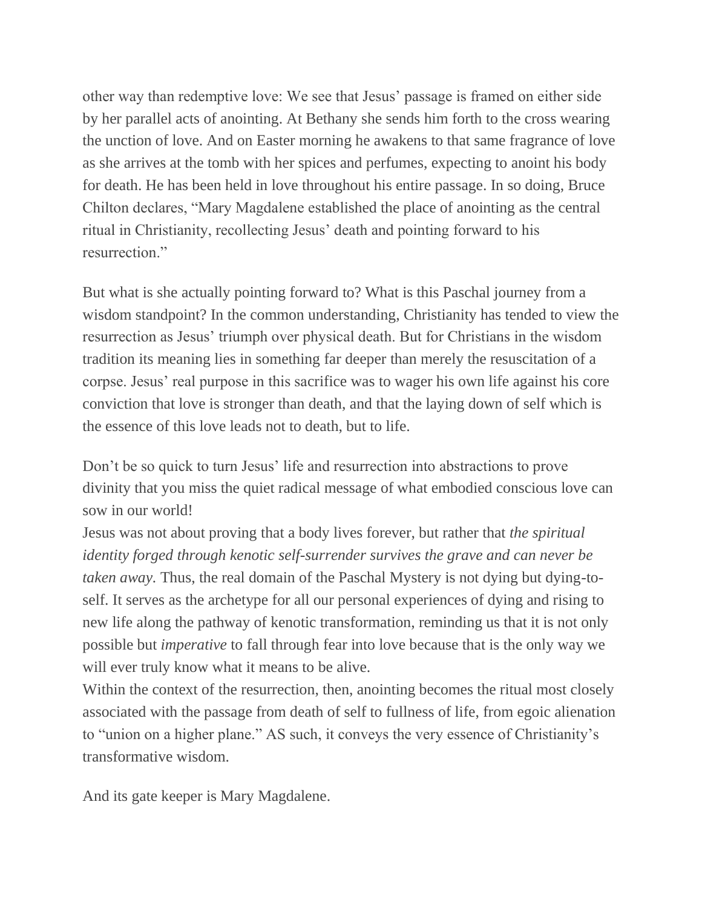other way than redemptive love: We see that Jesus' passage is framed on either side by her parallel acts of anointing. At Bethany she sends him forth to the cross wearing the unction of love. And on Easter morning he awakens to that same fragrance of love as she arrives at the tomb with her spices and perfumes, expecting to anoint his body for death. He has been held in love throughout his entire passage. In so doing, Bruce Chilton declares, "Mary Magdalene established the place of anointing as the central ritual in Christianity, recollecting Jesus' death and pointing forward to his resurrection."

But what is she actually pointing forward to? What is this Paschal journey from a wisdom standpoint? In the common understanding, Christianity has tended to view the resurrection as Jesus' triumph over physical death. But for Christians in the wisdom tradition its meaning lies in something far deeper than merely the resuscitation of a corpse. Jesus' real purpose in this sacrifice was to wager his own life against his core conviction that love is stronger than death, and that the laying down of self which is the essence of this love leads not to death, but to life.

Don't be so quick to turn Jesus' life and resurrection into abstractions to prove divinity that you miss the quiet radical message of what embodied conscious love can sow in our world!

Jesus was not about proving that a body lives forever, but rather that *the spiritual identity forged through kenotic self-surrender survives the grave and can never be taken away.* Thus, the real domain of the Paschal Mystery is not dying but dying-to-self. It serves as the archetype for all our personal experiences of dying and rising to new life along the pathway of kenotic transformation, reminding us that it is not only possible but *imperative* to fall through fear into love because that is the only way we will ever truly know what it means to be alive.

Within the context of the resurrection, then, anointing becomes the ritual most closely associated with the passage from death of self to fullness of life, from egoic alienation to "union on a higher plane." AS such, it conveys the very essence of Christianity's transformative wisdom.

And its gate keeper is Mary Magdalene.